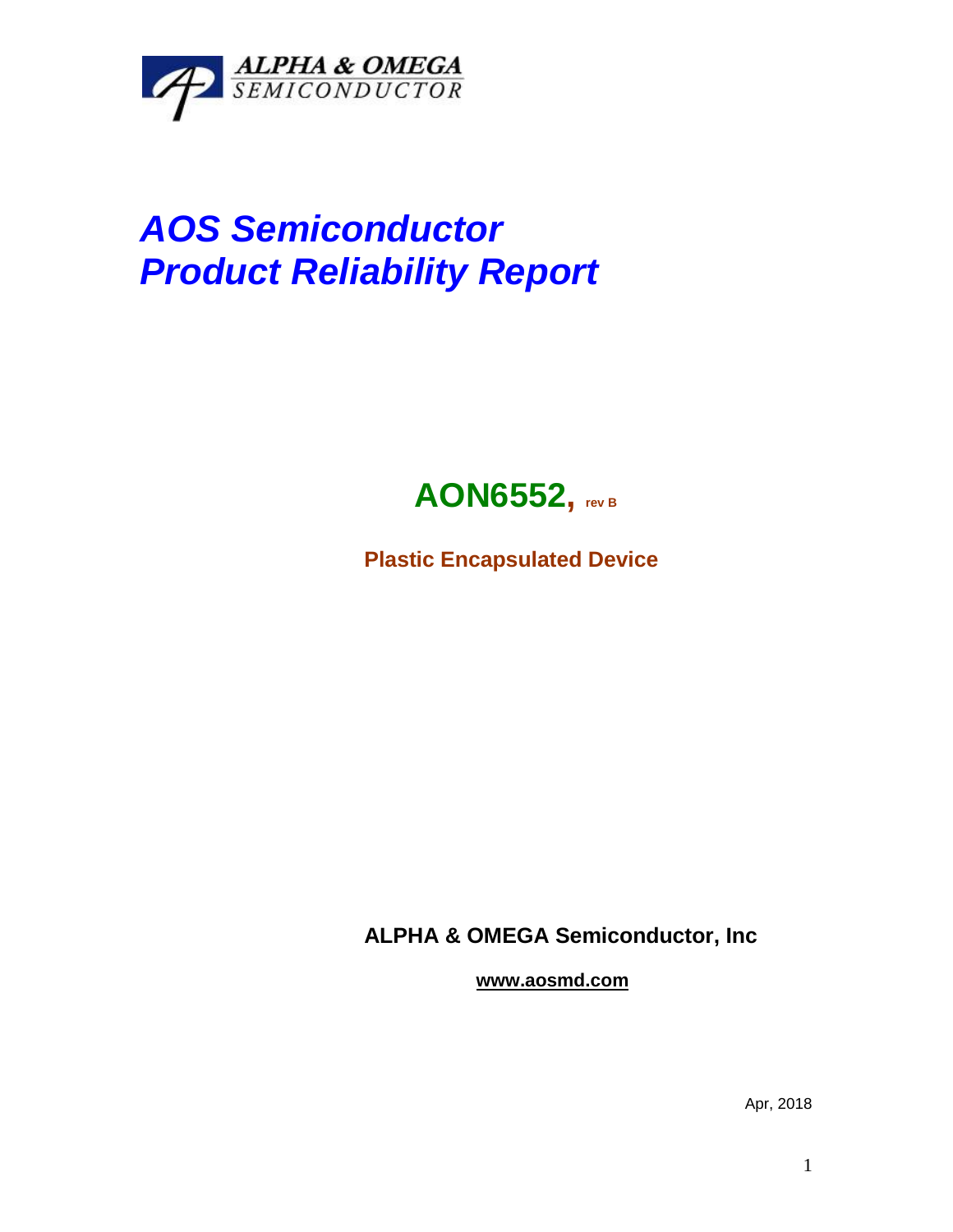ALPHA & OMEGA
SEMICONDUCTOR

# *AOS Semiconductor*
# *Product Reliability Report*

## AON6552, rev B

**Plastic Encapsulated Device**

**ALPHA & OMEGA Semiconductor, Inc**

**www.aosmd.com**

Apr, 2018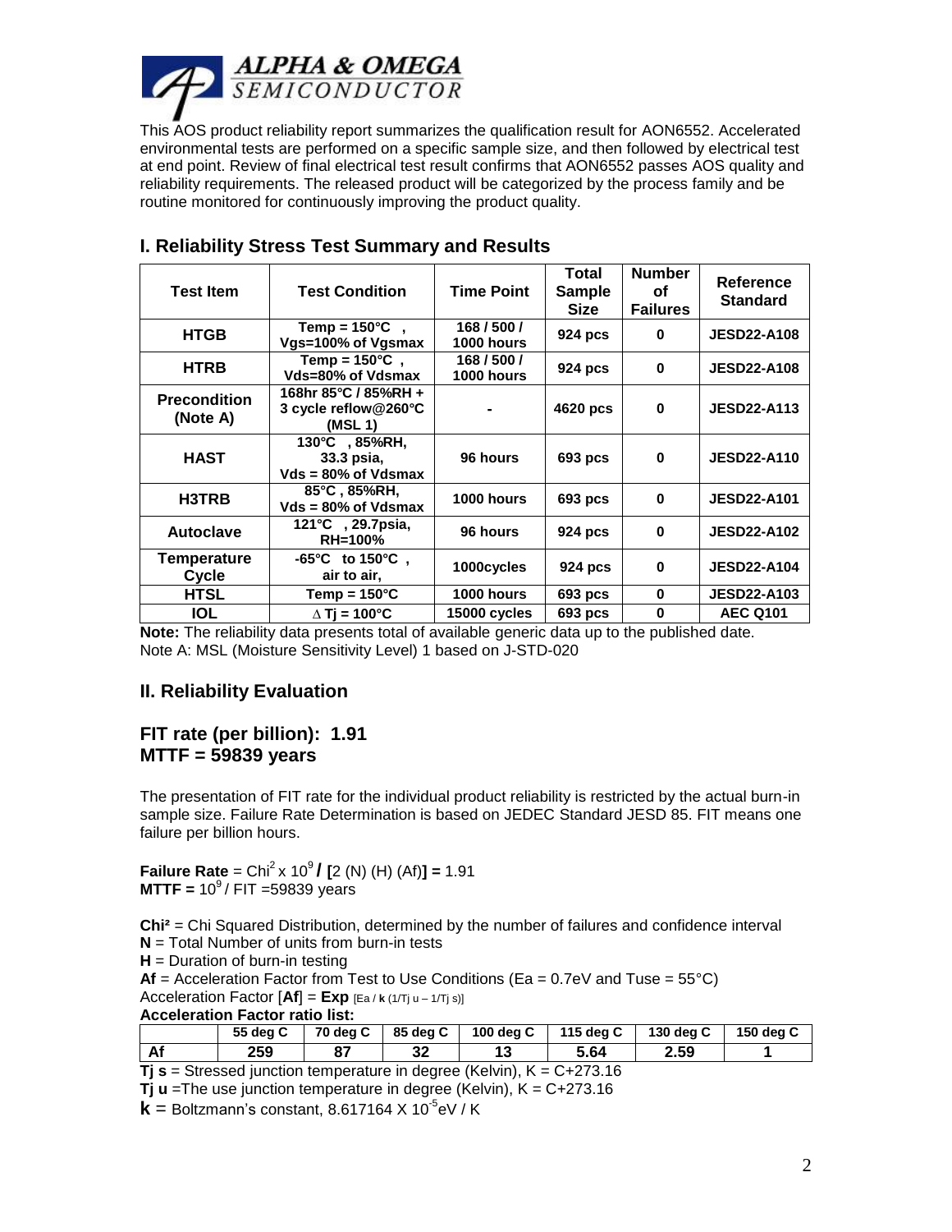This AOS product reliability report summarizes the qualification result for AON6552. Accelerated environmental tests are performed on a specific sample size, and then followed by electrical test at end point. Review of final electrical test result confirms that AON6552 passes AOS quality and reliability requirements. The released product will be categorized by the process family and be routine monitored for continuously improving the product quality.

## I. Reliability Stress Test Summary and Results

| Test Item | Test Condition | Time Point | Total Sample Size | Number of Failures | Reference Standard |
|---|---|---|---|---|---|
| **HTGB** | **Temp = 150°C , Vgs=100% of Vgsmax** | **168 / 500 / 1000 hours** | **924 pcs** | **0** | **JESD22-A108** |
| **HTRB** | **Temp = 150°C , Vds=80% of Vdsmax** | **168 / 500 / 1000 hours** | **924 pcs** | **0** | **JESD22-A108** |
| **Precondition (Note A)** | **168hr 85°C / 85%RH + 3 cycle reflow@260°C (MSL 1)** | **-** | **4620 pcs** | **0** | **JESD22-A113** |
| **HAST** | **130°C , 85%RH, 33.3 psia, Vds = 80% of Vdsmax** | **96 hours** | **693 pcs** | **0** | **JESD22-A110** |
| **H3TRB** | **85°C , 85%RH, Vds = 80% of Vdsmax** | **1000 hours** | **693 pcs** | **0** | **JESD22-A101** |
| **Autoclave** | **121°C , 29.7psia, RH=100%** | **96 hours** | **924 pcs** | **0** | **JESD22-A102** |
| **Temperature Cycle** | **-65°C to 150°C , air to air,** | **1000cycles** | **924 pcs** | **0** | **JESD22-A104** |
| **HTSL** | **Temp = 150°C** | **1000 hours** | **693 pcs** | **0** | **JESD22-A103** |
| **IOL** | **$\Delta$ Tj = 100°C** | **15000 cycles** | **693 pcs** | **0** | **AEC Q101** |

**Note:** The reliability data presents total of available generic data up to the published date.
Note A: MSL (Moisture Sensitivity Level) 1 based on J-STD-020

## II. Reliability Evaluation

### FIT rate (per billion): 1.91
### MTTF = 59839 years

The presentation of FIT rate for the individual product reliability is restricted by the actual burn-in sample size. Failure Rate Determination is based on JEDEC Standard JESD 85. FIT means one failure per billion hours.

**Failure Rate** = $Chi^2 \times 10^9$ **/ [**2 (N) (H) (Af)**] =** 1.91
**MTTF =** $10^9$ / FIT =59839 years

**Chi²** = Chi Squared Distribution, determined by the number of failures and confidence interval
**N** = Total Number of units from burn-in tests
**H** = Duration of burn-in testing
**Af** = Acceleration Factor from Test to Use Conditions (Ea = 0.7eV and Tuse = 55°C)
Acceleration Factor [**Af**] = **Exp** [Ea / **k** (1/Tj u – 1/Tj s)]

**Acceleration Factor ratio list:**

| | 55 deg C | 70 deg C | 85 deg C | 100 deg C | 115 deg C | 130 deg C | 150 deg C |
|---|---|---|---|---|---|---|---|
| **Af** | **259** | **87** | **32** | **13** | **5.64** | **2.59** | **1** |

**Tj s** = Stressed junction temperature in degree (Kelvin), K = C+273.16
**Tj u** =The use junction temperature in degree (Kelvin), K = C+273.16
**k** = Boltzmann's constant, 8.617164 X $10^{-5}$eV / K